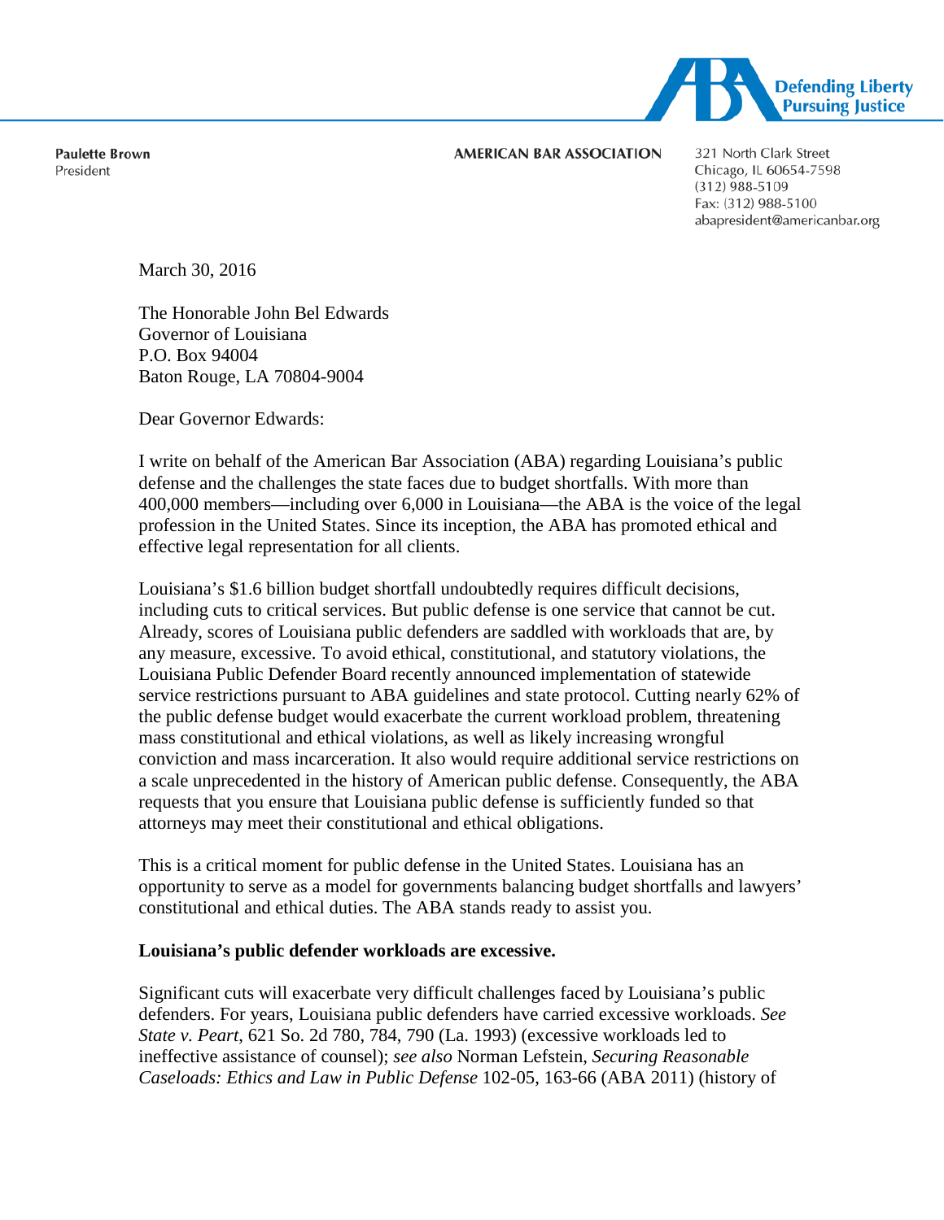Defending Liberty
Pursuing Justice

**Paulette Brown**
President

**AMERICAN BAR ASSOCIATION**

321 North Clark Street
Chicago, IL 60654-7598
(312) 988-5109
Fax: (312) 988-5100
abapresident@americanbar.org

March 30, 2016

The Honorable John Bel Edwards
Governor of Louisiana
P.O. Box 94004
Baton Rouge, LA 70804-9004

Dear Governor Edwards:

I write on behalf of the American Bar Association (ABA) regarding Louisiana's public defense and the challenges the state faces due to budget shortfalls. With more than 400,000 members—including over 6,000 in Louisiana—the ABA is the voice of the legal profession in the United States. Since its inception, the ABA has promoted ethical and effective legal representation for all clients.

Louisiana's $1.6 billion budget shortfall undoubtedly requires difficult decisions, including cuts to critical services. But public defense is one service that cannot be cut. Already, scores of Louisiana public defenders are saddled with workloads that are, by any measure, excessive. To avoid ethical, constitutional, and statutory violations, the Louisiana Public Defender Board recently announced implementation of statewide service restrictions pursuant to ABA guidelines and state protocol. Cutting nearly 62% of the public defense budget would exacerbate the current workload problem, threatening mass constitutional and ethical violations, as well as likely increasing wrongful conviction and mass incarceration. It also would require additional service restrictions on a scale unprecedented in the history of American public defense. Consequently, the ABA requests that you ensure that Louisiana public defense is sufficiently funded so that attorneys may meet their constitutional and ethical obligations.

This is a critical moment for public defense in the United States. Louisiana has an opportunity to serve as a model for governments balancing budget shortfalls and lawyers' constitutional and ethical duties. The ABA stands ready to assist you.

**Louisiana's public defender workloads are excessive.**

Significant cuts will exacerbate very difficult challenges faced by Louisiana's public defenders. For years, Louisiana public defenders have carried excessive workloads. *See State v. Peart*, 621 So. 2d 780, 784, 790 (La. 1993) (excessive workloads led to ineffective assistance of counsel); *see also* Norman Lefstein, *Securing Reasonable Caseloads: Ethics and Law in Public Defense* 102-05, 163-66 (ABA 2011) (history of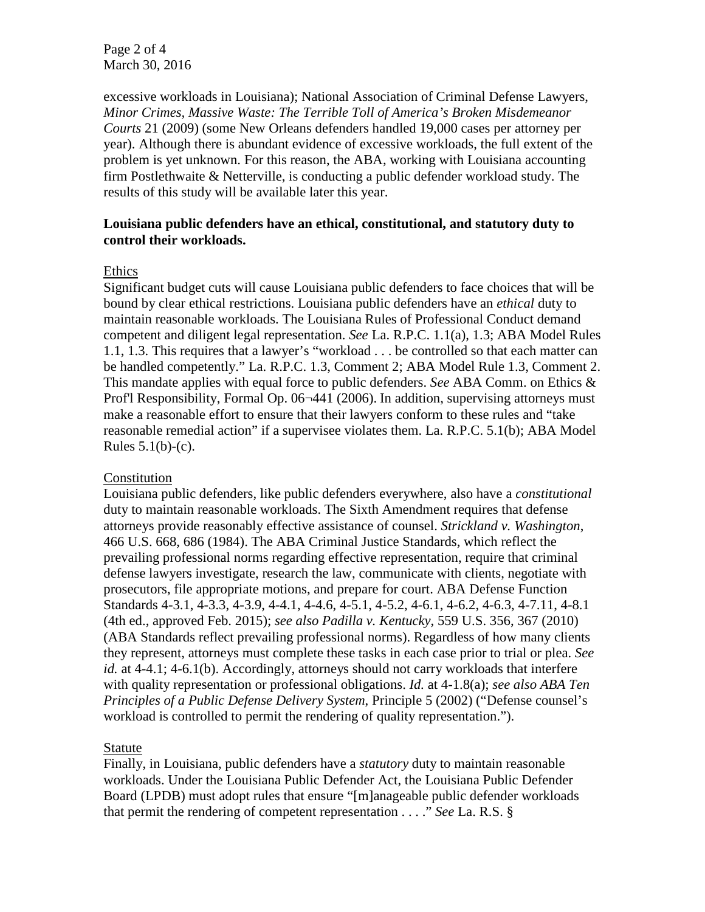excessive workloads in Louisiana); National Association of Criminal Defense Lawyers, *Minor Crimes, Massive Waste: The Terrible Toll of America's Broken Misdemeanor Courts* 21 (2009) (some New Orleans defenders handled 19,000 cases per attorney per year). Although there is abundant evidence of excessive workloads, the full extent of the problem is yet unknown. For this reason, the ABA, working with Louisiana accounting firm Postlethwaite & Netterville, is conducting a public defender workload study. The results of this study will be available later this year.

**Louisiana public defenders have an ethical, constitutional, and statutory duty to control their workloads.**

Ethics

Significant budget cuts will cause Louisiana public defenders to face choices that will be bound by clear ethical restrictions. Louisiana public defenders have an *ethical* duty to maintain reasonable workloads. The Louisiana Rules of Professional Conduct demand competent and diligent legal representation. *See* La. R.P.C. 1.1(a), 1.3; ABA Model Rules 1.1, 1.3. This requires that a lawyer's "workload . . . be controlled so that each matter can be handled competently." La. R.P.C. 1.3, Comment 2; ABA Model Rule 1.3, Comment 2. This mandate applies with equal force to public defenders. *See* ABA Comm. on Ethics & Prof'l Responsibility, Formal Op. 06¬441 (2006). In addition, supervising attorneys must make a reasonable effort to ensure that their lawyers conform to these rules and "take reasonable remedial action" if a supervisee violates them. La. R.P.C. 5.1(b); ABA Model Rules 5.1(b)-(c).

Constitution

Louisiana public defenders, like public defenders everywhere, also have a *constitutional* duty to maintain reasonable workloads. The Sixth Amendment requires that defense attorneys provide reasonably effective assistance of counsel. *Strickland v. Washington*, 466 U.S. 668, 686 (1984). The ABA Criminal Justice Standards, which reflect the prevailing professional norms regarding effective representation, require that criminal defense lawyers investigate, research the law, communicate with clients, negotiate with prosecutors, file appropriate motions, and prepare for court. ABA Defense Function Standards 4-3.1, 4-3.3, 4-3.9, 4-4.1, 4-4.6, 4-5.1, 4-5.2, 4-6.1, 4-6.2, 4-6.3, 4-7.11, 4-8.1 (4th ed., approved Feb. 2015); *see also Padilla v. Kentucky*, 559 U.S. 356, 367 (2010) (ABA Standards reflect prevailing professional norms). Regardless of how many clients they represent, attorneys must complete these tasks in each case prior to trial or plea. *See id.* at 4-4.1; 4-6.1(b). Accordingly, attorneys should not carry workloads that interfere with quality representation or professional obligations. *Id.* at 4-1.8(a); *see also ABA Ten Principles of a Public Defense Delivery System*, Principle 5 (2002) ("Defense counsel's workload is controlled to permit the rendering of quality representation.").

Statute

Finally, in Louisiana, public defenders have a *statutory* duty to maintain reasonable workloads. Under the Louisiana Public Defender Act, the Louisiana Public Defender Board (LPDB) must adopt rules that ensure "[m]anageable public defender workloads that permit the rendering of competent representation . . . ." *See* La. R.S. §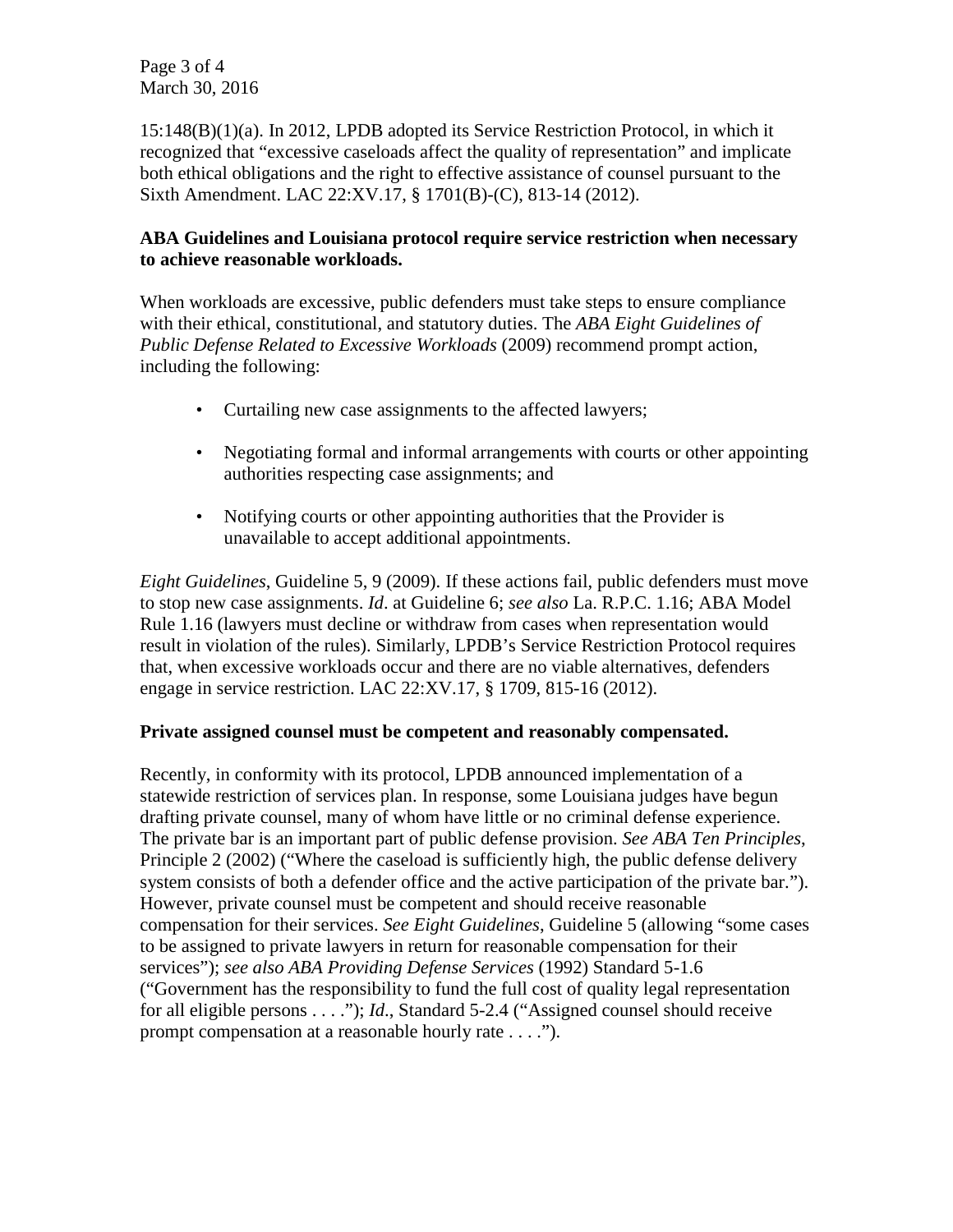15:148(B)(1)(a). In 2012, LPDB adopted its Service Restriction Protocol, in which it recognized that "excessive caseloads affect the quality of representation" and implicate both ethical obligations and the right to effective assistance of counsel pursuant to the Sixth Amendment. LAC 22:XV.17, § 1701(B)-(C), 813-14 (2012).

**ABA Guidelines and Louisiana protocol require service restriction when necessary to achieve reasonable workloads.**

When workloads are excessive, public defenders must take steps to ensure compliance with their ethical, constitutional, and statutory duties. The *ABA Eight Guidelines of Public Defense Related to Excessive Workloads* (2009) recommend prompt action, including the following:

- Curtailing new case assignments to the affected lawyers;
- Negotiating formal and informal arrangements with courts or other appointing authorities respecting case assignments; and
- Notifying courts or other appointing authorities that the Provider is unavailable to accept additional appointments.

*Eight Guidelines*, Guideline 5, 9 (2009). If these actions fail, public defenders must move to stop new case assignments. *Id*. at Guideline 6; *see also* La. R.P.C. 1.16; ABA Model Rule 1.16 (lawyers must decline or withdraw from cases when representation would result in violation of the rules). Similarly, LPDB's Service Restriction Protocol requires that, when excessive workloads occur and there are no viable alternatives, defenders engage in service restriction. LAC 22:XV.17, § 1709, 815-16 (2012).

**Private assigned counsel must be competent and reasonably compensated.**

Recently, in conformity with its protocol, LPDB announced implementation of a statewide restriction of services plan. In response, some Louisiana judges have begun drafting private counsel, many of whom have little or no criminal defense experience. The private bar is an important part of public defense provision. *See ABA Ten Principles*, Principle 2 (2002) ("Where the caseload is sufficiently high, the public defense delivery system consists of both a defender office and the active participation of the private bar."). However, private counsel must be competent and should receive reasonable compensation for their services. *See Eight Guidelines*, Guideline 5 (allowing "some cases to be assigned to private lawyers in return for reasonable compensation for their services"); *see also ABA Providing Defense Services* (1992) Standard 5-1.6 ("Government has the responsibility to fund the full cost of quality legal representation for all eligible persons . . . ."); *Id*., Standard 5-2.4 ("Assigned counsel should receive prompt compensation at a reasonable hourly rate . . . .").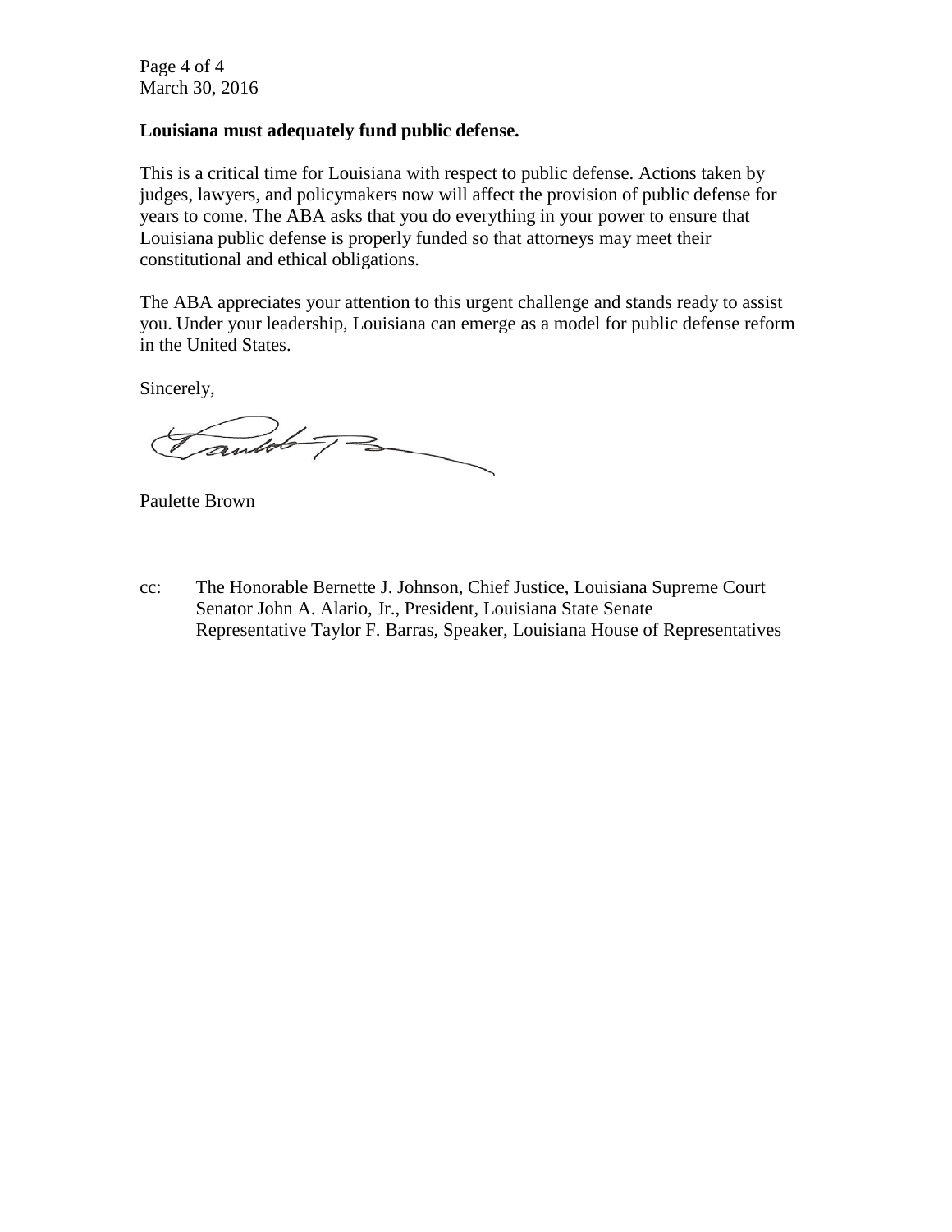March 30, 2016

**Louisiana must adequately fund public defense.**

This is a critical time for Louisiana with respect to public defense. Actions taken by judges, lawyers, and policymakers now will affect the provision of public defense for years to come. The ABA asks that you do everything in your power to ensure that Louisiana public defense is properly funded so that attorneys may meet their constitutional and ethical obligations.

The ABA appreciates your attention to this urgent challenge and stands ready to assist you. Under your leadership, Louisiana can emerge as a model for public defense reform in the United States.

Sincerely,

Paulette Brown

cc: The Honorable Bernette J. Johnson, Chief Justice, Louisiana Supreme Court
Senator John A. Alario, Jr., President, Louisiana State Senate
Representative Taylor F. Barras, Speaker, Louisiana House of Representatives